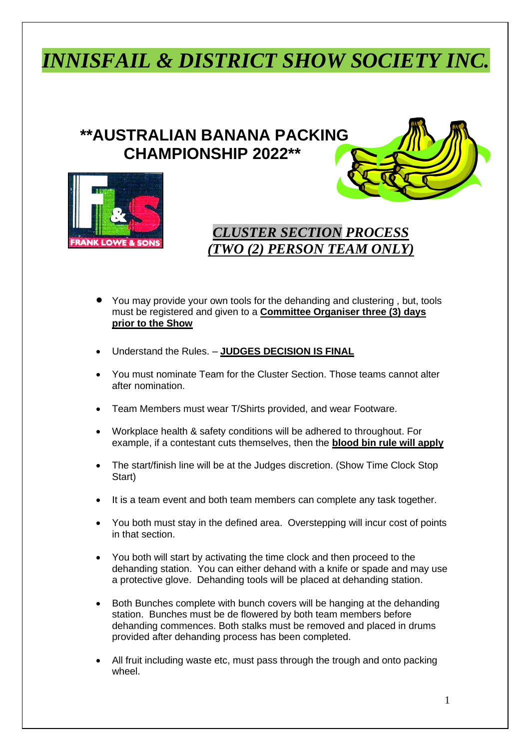# *INNISFAIL & DISTRICT SHOW SOCIETY INC.*

## **AUSTRALIAN BANANA PACKING CHAMPIONSHIP 2022**

FRANK LOWE & SONS

### ***CLUSTER SECTION PROCESS (TWO (2) PERSON TEAM ONLY)***

- You may provide your own tools for the dehanding and clustering , but, tools must be registered and given to a **Committee Organiser three (3) days prior to the Show**
- Understand the Rules. – **JUDGES DECISION IS FINAL**
- You must nominate Team for the Cluster Section. Those teams cannot alter after nomination.
- Team Members must wear T/Shirts provided, and wear Footware.
- Workplace health & safety conditions will be adhered to throughout. For example, if a contestant cuts themselves, then the **blood bin rule will apply**
- The start/finish line will be at the Judges discretion. (Show Time Clock Stop Start)
- It is a team event and both team members can complete any task together.
- You both must stay in the defined area. Overstepping will incur cost of points in that section.
- You both will start by activating the time clock and then proceed to the dehanding station. You can either dehand with a knife or spade and may use a protective glove. Dehanding tools will be placed at dehanding station.
- Both Bunches complete with bunch covers will be hanging at the dehanding station. Bunches must be de flowered by both team members before dehanding commences. Both stalks must be removed and placed in drums provided after dehanding process has been completed.
- All fruit including waste etc, must pass through the trough and onto packing wheel.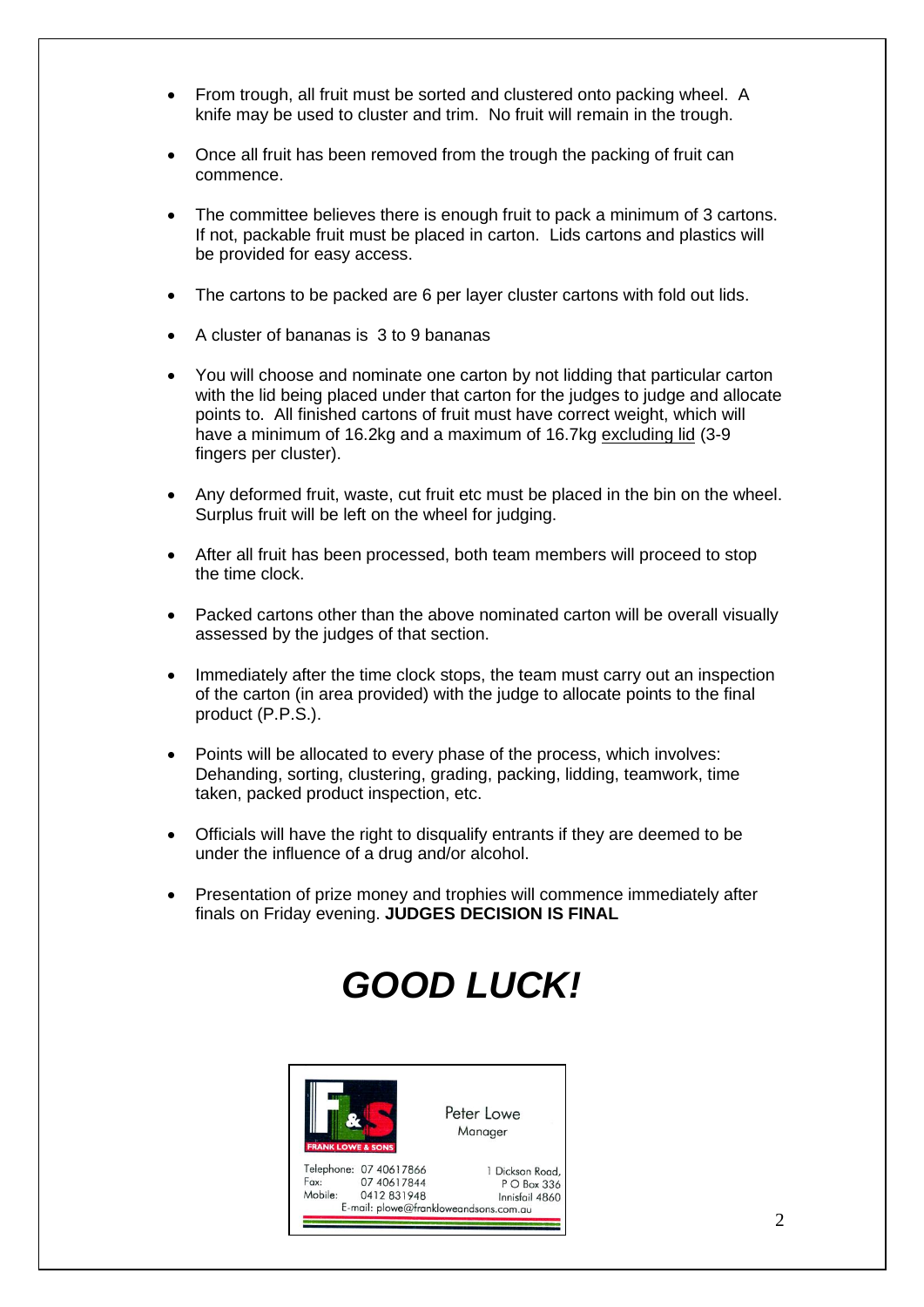- From trough, all fruit must be sorted and clustered onto packing wheel. A knife may be used to cluster and trim. No fruit will remain in the trough.
- Once all fruit has been removed from the trough the packing of fruit can commence.
- The committee believes there is enough fruit to pack a minimum of 3 cartons. If not, packable fruit must be placed in carton. Lids cartons and plastics will be provided for easy access.
- The cartons to be packed are 6 per layer cluster cartons with fold out lids.
- A cluster of bananas is 3 to 9 bananas
- You will choose and nominate one carton by not lidding that particular carton with the lid being placed under that carton for the judges to judge and allocate points to. All finished cartons of fruit must have correct weight, which will have a minimum of 16.2kg and a maximum of 16.7kg excluding lid (3-9 fingers per cluster).
- Any deformed fruit, waste, cut fruit etc must be placed in the bin on the wheel. Surplus fruit will be left on the wheel for judging.
- After all fruit has been processed, both team members will proceed to stop the time clock.
- Packed cartons other than the above nominated carton will be overall visually assessed by the judges of that section.
- Immediately after the time clock stops, the team must carry out an inspection of the carton (in area provided) with the judge to allocate points to the final product (P.P.S.).
- Points will be allocated to every phase of the process, which involves: Dehanding, sorting, clustering, grading, packing, lidding, teamwork, time taken, packed product inspection, etc.
- Officials will have the right to disqualify entrants if they are deemed to be under the influence of a drug and/or alcohol.
- Presentation of prize money and trophies will commence immediately after finals on Friday evening. **JUDGES DECISION IS FINAL**

# *GOOD LUCK!*

FRANK LOWE & SONS

Peter Lowe
Manager

Telephone: 07 40617866
Fax: 07 40617844
Mobile: 0412 831948

1 Dickson Road,
P O Box 336
Innisfail 4860

E-mail: plowe@franklowe andsons.com.au